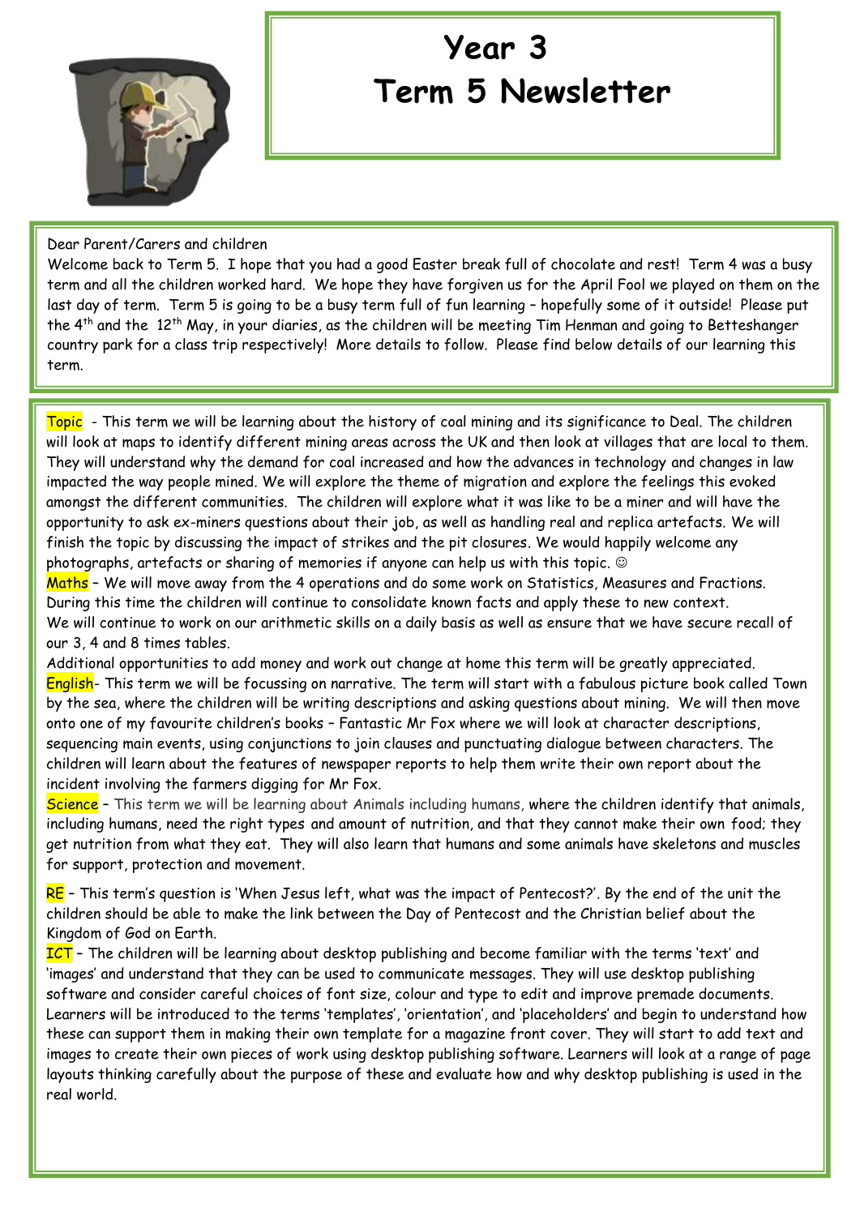# Year 3

# Term 5 Newsletter

Dear Parent/Carers and children

Welcome back to Term 5. I hope that you had a good Easter break full of chocolate and rest! Term 4 was a busy term and all the children worked hard. We hope they have forgiven us for the April Fool we played on them on the last day of term. Term 5 is going to be a busy term full of fun learning – hopefully some of it outside! Please put the 4th and the 12th May, in your diaries, as the children will be meeting Tim Henman and going to Betteshanger country park for a class trip respectively! More details to follow. Please find below details of our learning this term.

**Topic** - This term we will be learning about the history of coal mining and its significance to Deal. The children will look at maps to identify different mining areas across the UK and then look at villages that are local to them. They will understand why the demand for coal increased and how the advances in technology and changes in law impacted the way people mined. We will explore the theme of migration and explore the feelings this evoked amongst the different communities. The children will explore what it was like to be a miner and will have the opportunity to ask ex-miners questions about their job, as well as handling real and replica artefacts. We will finish the topic by discussing the impact of strikes and the pit closures. We would happily welcome any photographs, artefacts or sharing of memories if anyone can help us with this topic. ☺

**Maths** – We will move away from the 4 operations and do some work on Statistics, Measures and Fractions. During this time the children will continue to consolidate known facts and apply these to new context. We will continue to work on our arithmetic skills on a daily basis as well as ensure that we have secure recall of our 3, 4 and 8 times tables.

Additional opportunities to add money and work out change at home this term will be greatly appreciated.

**English**- This term we will be focussing on narrative. The term will start with a fabulous picture book called Town by the sea, where the children will be writing descriptions and asking questions about mining. We will then move onto one of my favourite children's books – Fantastic Mr Fox where we will look at character descriptions, sequencing main events, using conjunctions to join clauses and punctuating dialogue between characters. The children will learn about the features of newspaper reports to help them write their own report about the incident involving the farmers digging for Mr Fox.

**Science** – This term we will be learning about Animals including humans, where the children identify that animals, including humans, need the right types and amount of nutrition, and that they cannot make their own food; they get nutrition from what they eat. They will also learn that humans and some animals have skeletons and muscles for support, protection and movement.

**RE** – This term's question is 'When Jesus left, what was the impact of Pentecost?'. By the end of the unit the children should be able to make the link between the Day of Pentecost and the Christian belief about the Kingdom of God on Earth.

**ICT** – The children will be learning about desktop publishing and become familiar with the terms 'text' and 'images' and understand that they can be used to communicate messages. They will use desktop publishing software and consider careful choices of font size, colour and type to edit and improve premade documents. Learners will be introduced to the terms 'templates', 'orientation', and 'placeholders' and begin to understand how these can support them in making their own template for a magazine front cover. They will start to add text and images to create their own pieces of work using desktop publishing software. Learners will look at a range of page layouts thinking carefully about the purpose of these and evaluate how and why desktop publishing is used in the real world.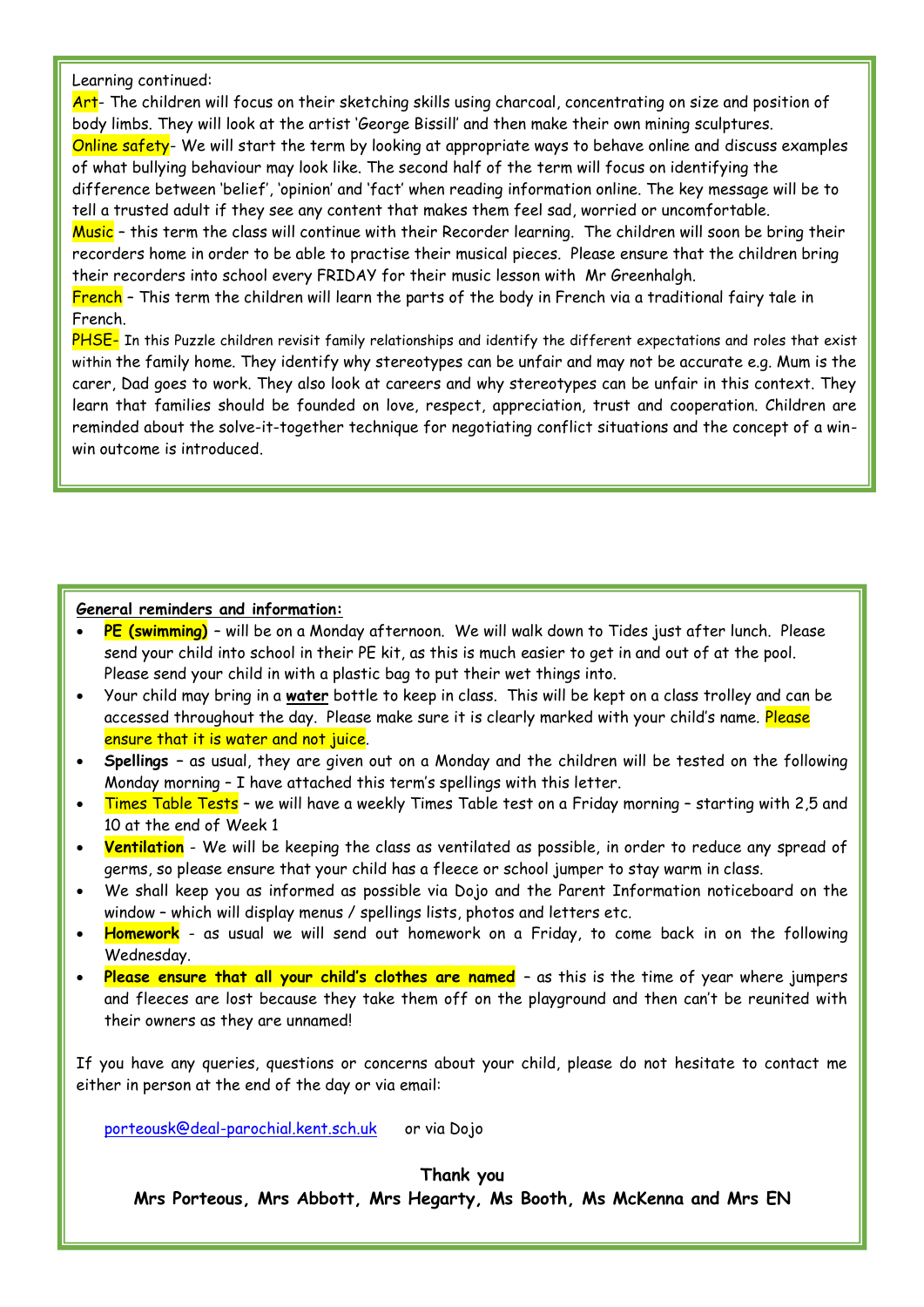Learning continued:

Art- The children will focus on their sketching skills using charcoal, concentrating on size and position of body limbs. They will look at the artist 'George Bissill' and then make their own mining sculptures.

Online safety- We will start the term by looking at appropriate ways to behave online and discuss examples of what bullying behaviour may look like. The second half of the term will focus on identifying the difference between 'belief', 'opinion' and 'fact' when reading information online. The key message will be to tell a trusted adult if they see any content that makes them feel sad, worried or uncomfortable.

Music – this term the class will continue with their Recorder learning. The children will soon be bring their recorders home in order to be able to practise their musical pieces. Please ensure that the children bring their recorders into school every FRIDAY for their music lesson with Mr Greenhalgh.

French – This term the children will learn the parts of the body in French via a traditional fairy tale in French.

PHSE- In this Puzzle children revisit family relationships and identify the different expectations and roles that exist within the family home. They identify why stereotypes can be unfair and may not be accurate e.g. Mum is the carer, Dad goes to work. They also look at careers and why stereotypes can be unfair in this context. They learn that families should be founded on love, respect, appreciation, trust and cooperation. Children are reminded about the solve-it-together technique for negotiating conflict situations and the concept of a win-win outcome is introduced.

**General reminders and information:**

- **PE (swimming)** – will be on a Monday afternoon. We will walk down to Tides just after lunch. Please send your child into school in their PE kit, as this is much easier to get in and out of at the pool. Please send your child in with a plastic bag to put their wet things into.
- Your child may bring in a **water** bottle to keep in class. This will be kept on a class trolley and can be accessed throughout the day. Please make sure it is clearly marked with your child's name. Please ensure that it is water and not juice.
- **Spellings** – as usual, they are given out on a Monday and the children will be tested on the following Monday morning – I have attached this term's spellings with this letter.
- Times Table Tests – we will have a weekly Times Table test on a Friday morning – starting with 2,5 and 10 at the end of Week 1
- **Ventilation** - We will be keeping the class as ventilated as possible, in order to reduce any spread of germs, so please ensure that your child has a fleece or school jumper to stay warm in class.
- We shall keep you as informed as possible via Dojo and the Parent Information noticeboard on the window – which will display menus / spellings lists, photos and letters etc.
- **Homework** - as usual we will send out homework on a Friday, to come back in on the following Wednesday.
- **Please ensure that all your child's clothes are named** – as this is the time of year where jumpers and fleeces are lost because they take them off on the playground and then can't be reunited with their owners as they are unnamed!

If you have any queries, questions or concerns about your child, please do not hesitate to contact me either in person at the end of the day or via email:

porteousk@deal-parochial.kent.sch.uk or via Dojo

**Thank you**

**Mrs Porteous, Mrs Abbott, Mrs Hegarty, Ms Booth, Ms McKenna and Mrs EN**